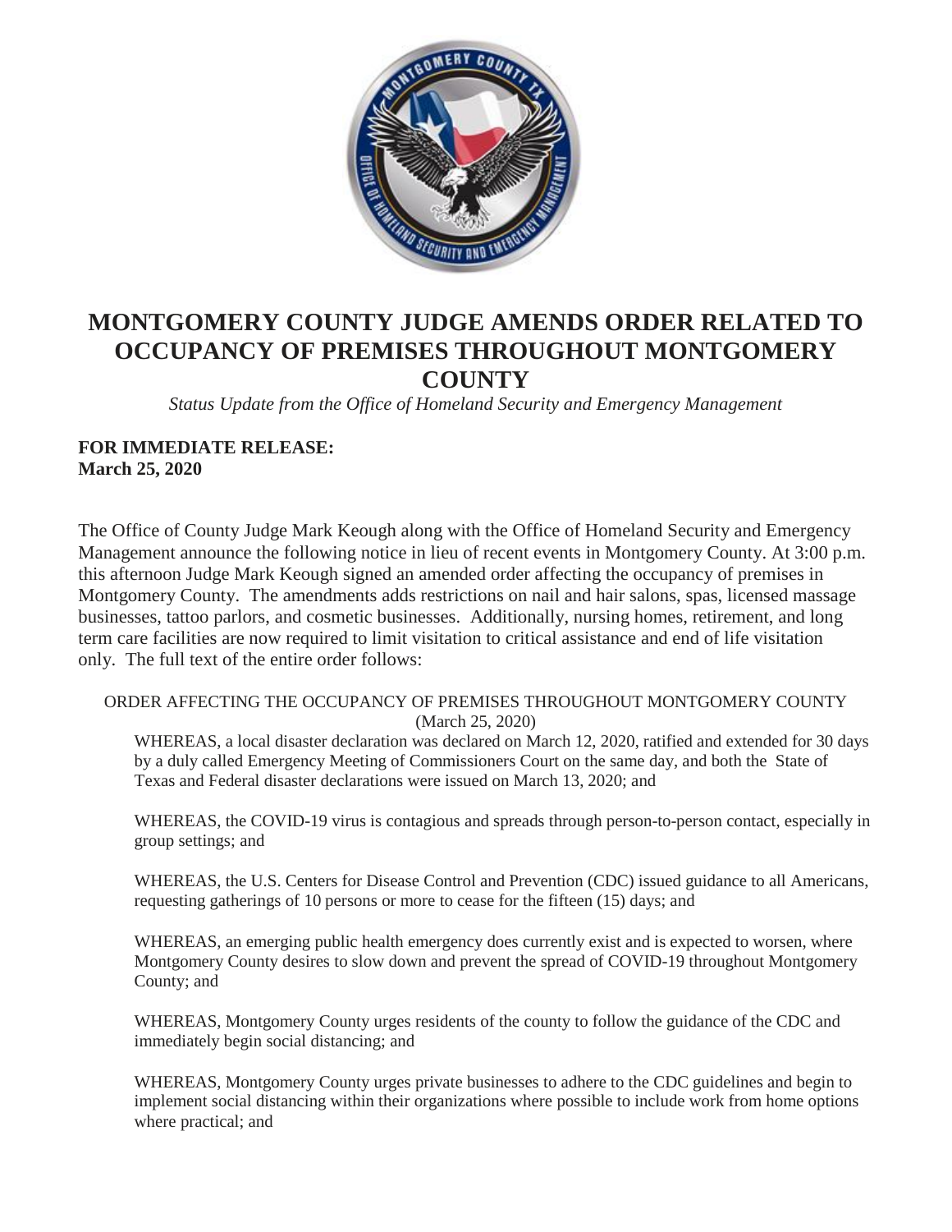# MONTGOMERY COUNTY JUDGE AMENDS ORDER RELATED TO OCCUPANCY OF PREMISES THROUGHOUT MONTGOMERY COUNTY

*Status Update from the Office of Homeland Security and Emergency Management*

**FOR IMMEDIATE RELEASE:**
**March 25, 2020**

The Office of County Judge Mark Keough along with the Office of Homeland Security and Emergency Management announce the following notice in lieu of recent events in Montgomery County. At 3:00 p.m. this afternoon Judge Mark Keough signed an amended order affecting the occupancy of premises in Montgomery County. The amendments adds restrictions on nail and hair salons, spas, licensed massage businesses, tattoo parlors, and cosmetic businesses. Additionally, nursing homes, retirement, and long term care facilities are now required to limit visitation to critical assistance and end of life visitation only. The full text of the entire order follows:

ORDER AFFECTING THE OCCUPANCY OF PREMISES THROUGHOUT MONTGOMERY COUNTY
(March 25, 2020)

WHEREAS, a local disaster declaration was declared on March 12, 2020, ratified and extended for 30 days by a duly called Emergency Meeting of Commissioners Court on the same day, and both the State of Texas and Federal disaster declarations were issued on March 13, 2020; and

WHEREAS, the COVID-19 virus is contagious and spreads through person-to-person contact, especially in group settings; and

WHEREAS, the U.S. Centers for Disease Control and Prevention (CDC) issued guidance to all Americans, requesting gatherings of 10 persons or more to cease for the fifteen (15) days; and

WHEREAS, an emerging public health emergency does currently exist and is expected to worsen, where Montgomery County desires to slow down and prevent the spread of COVID-19 throughout Montgomery County; and

WHEREAS, Montgomery County urges residents of the county to follow the guidance of the CDC and immediately begin social distancing; and

WHEREAS, Montgomery County urges private businesses to adhere to the CDC guidelines and begin to implement social distancing within their organizations where possible to include work from home options where practical; and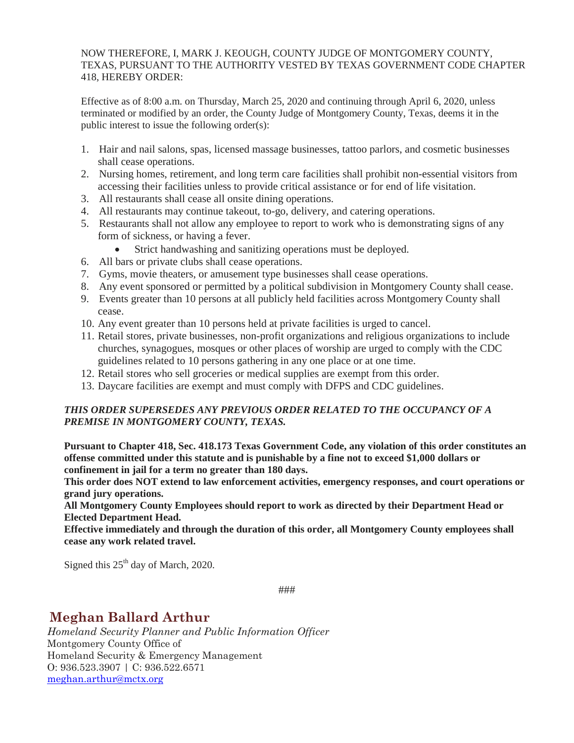NOW THEREFORE, I, MARK J. KEOUGH, COUNTY JUDGE OF MONTGOMERY COUNTY, TEXAS, PURSUANT TO THE AUTHORITY VESTED BY TEXAS GOVERNMENT CODE CHAPTER 418, HEREBY ORDER:

Effective as of 8:00 a.m. on Thursday, March 25, 2020 and continuing through April 6, 2020, unless terminated or modified by an order, the County Judge of Montgomery County, Texas, deems it in the public interest to issue the following order(s):

1. Hair and nail salons, spas, licensed massage businesses, tattoo parlors, and cosmetic businesses shall cease operations.
2. Nursing homes, retirement, and long term care facilities shall prohibit non-essential visitors from accessing their facilities unless to provide critical assistance or for end of life visitation.
3. All restaurants shall cease all onsite dining operations.
4. All restaurants may continue takeout, to-go, delivery, and catering operations.
5. Restaurants shall not allow any employee to report to work who is demonstrating signs of any form of sickness, or having a fever.
   - Strict handwashing and sanitizing operations must be deployed.
6. All bars or private clubs shall cease operations.
7. Gyms, movie theaters, or amusement type businesses shall cease operations.
8. Any event sponsored or permitted by a political subdivision in Montgomery County shall cease.
9. Events greater than 10 persons at all publicly held facilities across Montgomery County shall cease.
10. Any event greater than 10 persons held at private facilities is urged to cancel.
11. Retail stores, private businesses, non-profit organizations and religious organizations to include churches, synagogues, mosques or other places of worship are urged to comply with the CDC guidelines related to 10 persons gathering in any one place or at one time.
12. Retail stores who sell groceries or medical supplies are exempt from this order.
13. Daycare facilities are exempt and must comply with DFPS and CDC guidelines.

***THIS ORDER SUPERSEDES ANY PREVIOUS ORDER RELATED TO THE OCCUPANCY OF A PREMISE IN MONTGOMERY COUNTY, TEXAS.***

**Pursuant to Chapter 418, Sec. 418.173 Texas Government Code, any violation of this order constitutes an offense committed under this statute and is punishable by a fine not to exceed $1,000 dollars or confinement in jail for a term no greater than 180 days.**

**This order does NOT extend to law enforcement activities, emergency responses, and court operations or grand jury operations.**

**All Montgomery County Employees should report to work as directed by their Department Head or Elected Department Head.**

**Effective immediately and through the duration of this order, all Montgomery County employees shall cease any work related travel.**

Signed this 25th day of March, 2020.

###

**Meghan Ballard Arthur**

*Homeland Security Planner and Public Information Officer*
Montgomery County Office of
Homeland Security & Emergency Management
O: 936.523.3907 | C: 936.522.6571
meghan.arthur@mctx.org